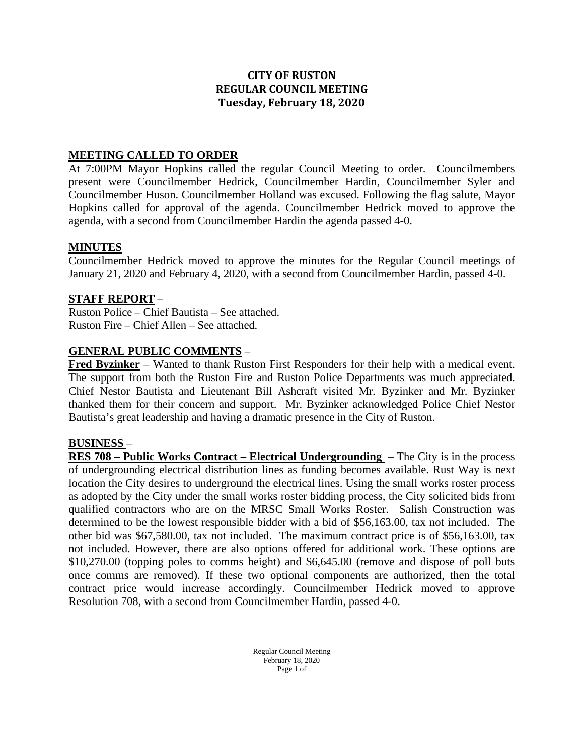# CITY OF RUSTON
# REGULAR COUNCIL MEETING
## Tuesday, February 18, 2020

## MEETING CALLED TO ORDER

At 7:00PM Mayor Hopkins called the regular Council Meeting to order. Councilmembers present were Councilmember Hedrick, Councilmember Hardin, Councilmember Syler and Councilmember Huson. Councilmember Holland was excused. Following the flag salute, Mayor Hopkins called for approval of the agenda. Councilmember Hedrick moved to approve the agenda, with a second from Councilmember Hardin the agenda passed 4-0.

## MINUTES

Councilmember Hedrick moved to approve the minutes for the Regular Council meetings of January 21, 2020 and February 4, 2020, with a second from Councilmember Hardin, passed 4-0.

## STAFF REPORT –

Ruston Police – Chief Bautista – See attached.
Ruston Fire – Chief Allen – See attached.

## GENERAL PUBLIC COMMENTS –

**Fred Byzinker** – Wanted to thank Ruston First Responders for their help with a medical event. The support from both the Ruston Fire and Ruston Police Departments was much appreciated. Chief Nestor Bautista and Lieutenant Bill Ashcraft visited Mr. Byzinker and Mr. Byzinker thanked them for their concern and support. Mr. Byzinker acknowledged Police Chief Nestor Bautista's great leadership and having a dramatic presence in the City of Ruston.

## BUSINESS –

**RES 708 – Public Works Contract – Electrical Undergrounding** – The City is in the process of undergrounding electrical distribution lines as funding becomes available. Rust Way is next location the City desires to underground the electrical lines. Using the small works roster process as adopted by the City under the small works roster bidding process, the City solicited bids from qualified contractors who are on the MRSC Small Works Roster. Salish Construction was determined to be the lowest responsible bidder with a bid of $56,163.00, tax not included. The other bid was $67,580.00, tax not included. The maximum contract price is of $56,163.00, tax not included. However, there are also options offered for additional work. These options are $10,270.00 (topping poles to comms height) and $6,645.00 (remove and dispose of poll buts once comms are removed). If these two optional components are authorized, then the total contract price would increase accordingly. Councilmember Hedrick moved to approve Resolution 708, with a second from Councilmember Hardin, passed 4-0.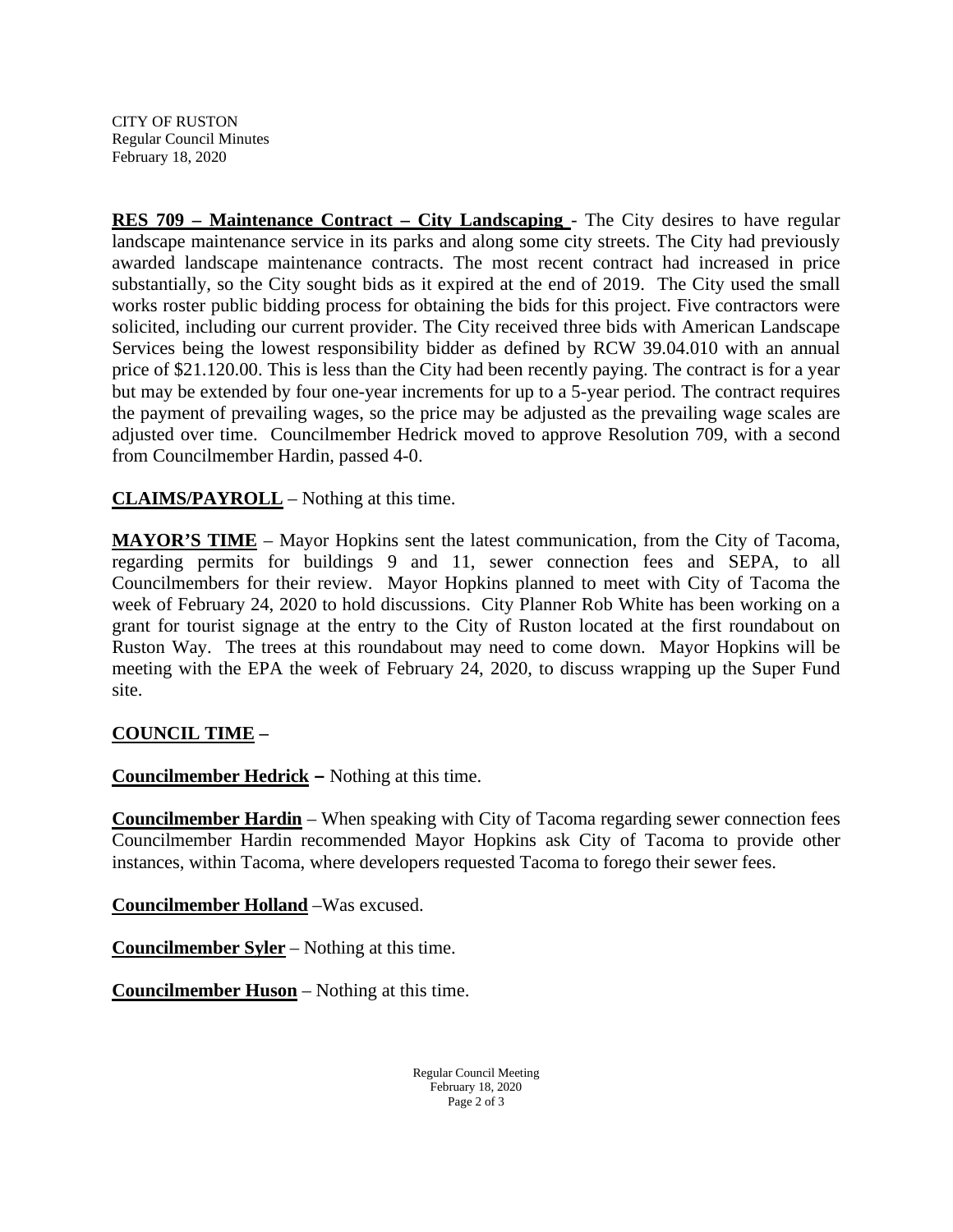**RES 709 – Maintenance Contract – City Landscaping** - The City desires to have regular landscape maintenance service in its parks and along some city streets. The City had previously awarded landscape maintenance contracts. The most recent contract had increased in price substantially, so the City sought bids as it expired at the end of 2019. The City used the small works roster public bidding process for obtaining the bids for this project. Five contractors were solicited, including our current provider. The City received three bids with American Landscape Services being the lowest responsibility bidder as defined by RCW 39.04.010 with an annual price of $21.120.00. This is less than the City had been recently paying. The contract is for a year but may be extended by four one-year increments for up to a 5-year period. The contract requires the payment of prevailing wages, so the price may be adjusted as the prevailing wage scales are adjusted over time. Councilmember Hedrick moved to approve Resolution 709, with a second from Councilmember Hardin, passed 4-0.

**CLAIMS/PAYROLL** – Nothing at this time.

**MAYOR'S TIME** – Mayor Hopkins sent the latest communication, from the City of Tacoma, regarding permits for buildings 9 and 11, sewer connection fees and SEPA, to all Councilmembers for their review. Mayor Hopkins planned to meet with City of Tacoma the week of February 24, 2020 to hold discussions. City Planner Rob White has been working on a grant for tourist signage at the entry to the City of Ruston located at the first roundabout on Ruston Way. The trees at this roundabout may need to come down. Mayor Hopkins will be meeting with the EPA the week of February 24, 2020, to discuss wrapping up the Super Fund site.

**COUNCIL TIME –**

**Councilmember Hedrick –** Nothing at this time.

**Councilmember Hardin** – When speaking with City of Tacoma regarding sewer connection fees Councilmember Hardin recommended Mayor Hopkins ask City of Tacoma to provide other instances, within Tacoma, where developers requested Tacoma to forego their sewer fees.

**Councilmember Holland** –Was excused.

**Councilmember Syler** – Nothing at this time.

**Councilmember Huson** – Nothing at this time.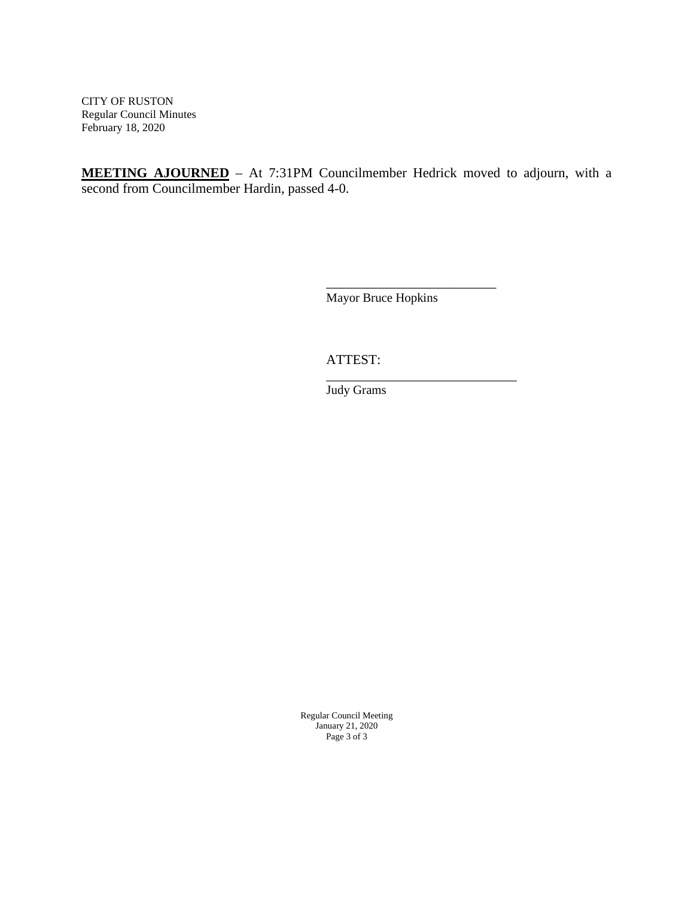CITY OF RUSTON
Regular Council Minutes
February 18, 2020

**MEETING AJOURNED** – At 7:31PM Councilmember Hedrick moved to adjourn, with a second from Councilmember Hardin, passed 4-0.

___________________________
Mayor Bruce Hopkins

ATTEST:
_____________________________
Judy Grams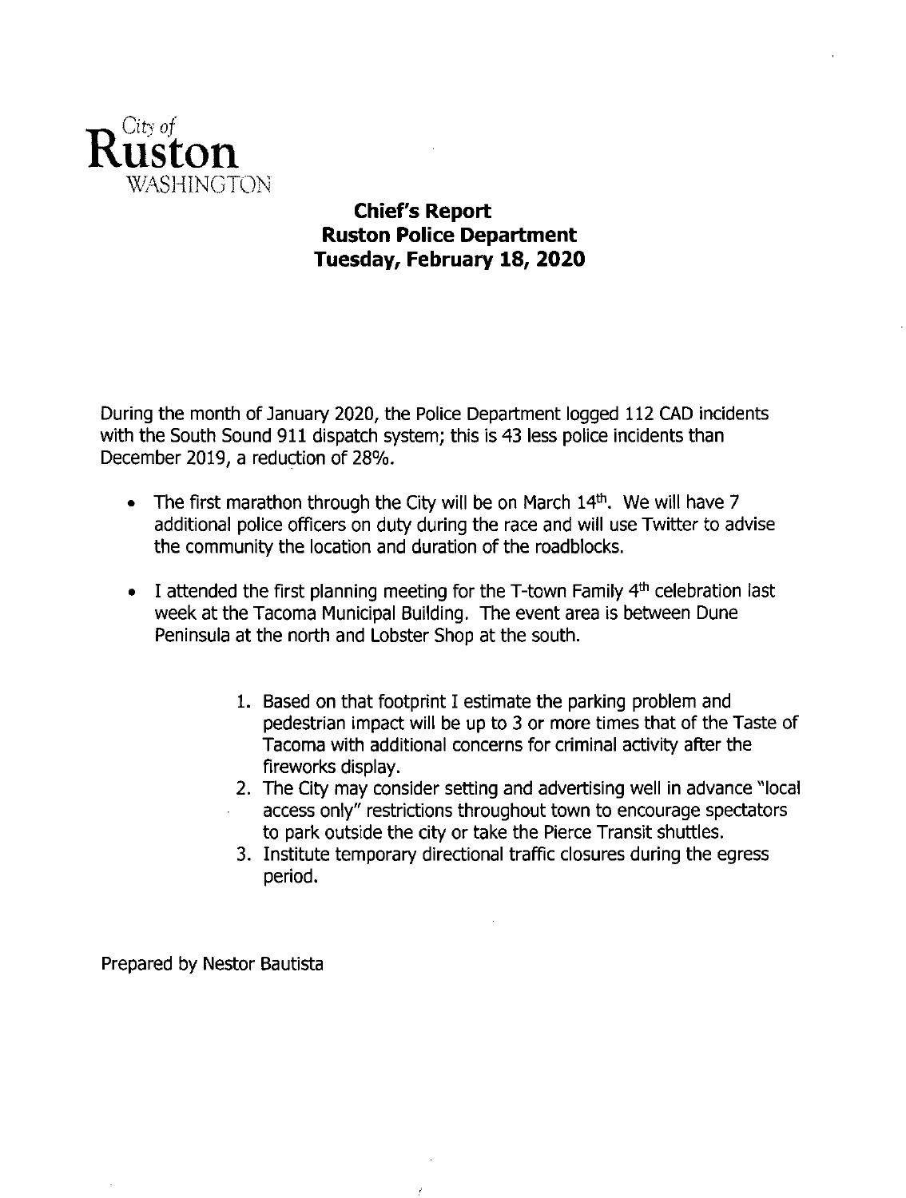City of
**Ruston**
WASHINGTON

# Chief's Report
## Ruston Police Department
## Tuesday, February 18, 2020

During the month of January 2020, the Police Department logged 112 CAD incidents with the South Sound 911 dispatch system; this is 43 less police incidents than December 2019, a reduction of 28%.

- The first marathon through the City will be on March 14th. We will have 7 additional police officers on duty during the race and will use Twitter to advise the community the location and duration of the roadblocks.
- I attended the first planning meeting for the T-town Family 4th celebration last week at the Tacoma Municipal Building. The event area is between Dune Peninsula at the north and Lobster Shop at the south.

  1. Based on that footprint I estimate the parking problem and pedestrian impact will be up to 3 or more times that of the Taste of Tacoma with additional concerns for criminal activity after the fireworks display.
  2. The City may consider setting and advertising well in advance "local access only" restrictions throughout town to encourage spectators to park outside the city or take the Pierce Transit shuttles.
  3. Institute temporary directional traffic closures during the egress period.

Prepared by Nestor Bautista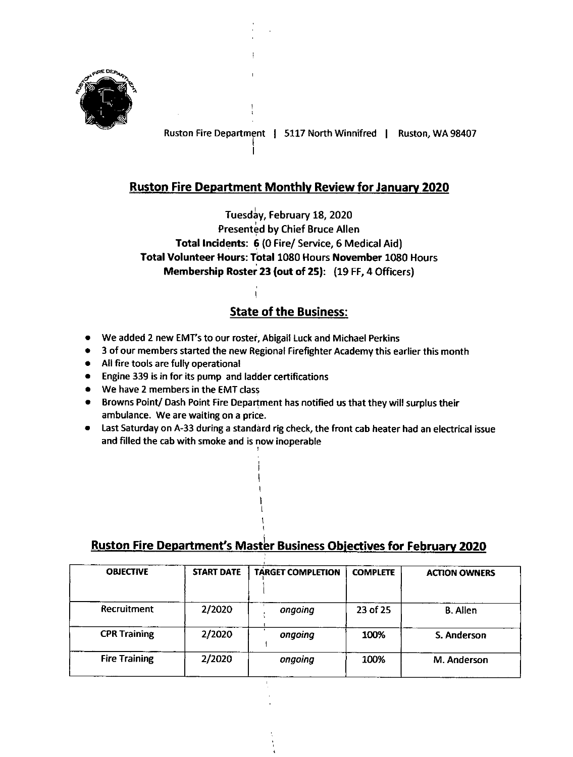Ruston Fire Department | 5117 North Winnifred | Ruston, WA 98407

## Ruston Fire Department Monthly Review for January 2020

Tuesday, February 18, 2020
Presented by Chief Bruce Allen
**Total Incidents:** 6 (0 Fire/ Service, 6 Medical Aid)
**Total Volunteer Hours: Total** 1080 Hours **November** 1080 Hours
**Membership Roster 23 (out of 25):** (19 FF, 4 Officers)

## State of the Business:

- We added 2 new EMT's to our roster, Abigail Luck and Michael Perkins
- 3 of our members started the new Regional Firefighter Academy this earlier this month
- All fire tools are fully operational
- Engine 339 is in for its pump and ladder certifications
- We have 2 members in the EMT class
- Browns Point/ Dash Point Fire Department has notified us that they will surplus their ambulance. We are waiting on a price.
- Last Saturday on A-33 during a standard rig check, the front cab heater had an electrical issue and filled the cab with smoke and is now inoperable

## Ruston Fire Department's Master Business Objectives for February 2020

| OBJECTIVE | START DATE | TARGET COMPLETION | COMPLETE | ACTION OWNERS |
|---|---|---|---|---|
| Recruitment | 2/2020 | *ongoing* | 23 of 25 | B. Allen |
| CPR Training | 2/2020 | *ongoing* | 100% | S. Anderson |
| Fire Training | 2/2020 | *ongoing* | 100% | M. Anderson |